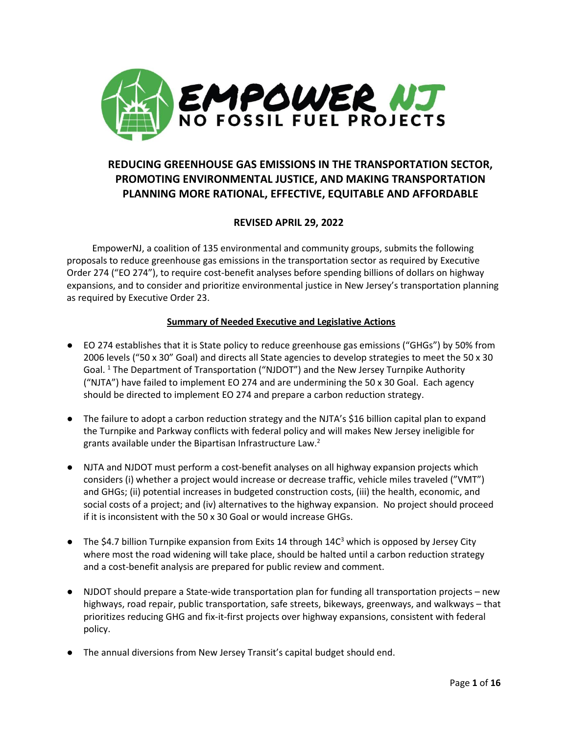# EMPOWER NJ

NO FOSSIL FUEL PROJECTS

## REDUCING GREENHOUSE GAS EMISSIONS IN THE TRANSPORTATION SECTOR, PROMOTING ENVIRONMENTAL JUSTICE, AND MAKING TRANSPORTATION PLANNING MORE RATIONAL, EFFECTIVE, EQUITABLE AND AFFORDABLE

### REVISED APRIL 29, 2022

EmpowerNJ, a coalition of 135 environmental and community groups, submits the following proposals to reduce greenhouse gas emissions in the transportation sector as required by Executive Order 274 ("EO 274"), to require cost-benefit analyses before spending billions of dollars on highway expansions, and to consider and prioritize environmental justice in New Jersey's transportation planning as required by Executive Order 23.

**Summary of Needed Executive and Legislative Actions**

- EO 274 establishes that it is State policy to reduce greenhouse gas emissions ("GHGs") by 50% from 2006 levels ("50 x 30" Goal) and directs all State agencies to develop strategies to meet the 50 x 30 Goal. [1] The Department of Transportation ("NJDOT") and the New Jersey Turnpike Authority ("NJTA") have failed to implement EO 274 and are undermining the 50 x 30 Goal. Each agency should be directed to implement EO 274 and prepare a carbon reduction strategy.
- The failure to adopt a carbon reduction strategy and the NJTA's $16 billion capital plan to expand the Turnpike and Parkway conflicts with federal policy and will makes New Jersey ineligible for grants available under the Bipartisan Infrastructure Law.[2]
- NJTA and NJDOT must perform a cost-benefit analyses on all highway expansion projects which considers (i) whether a project would increase or decrease traffic, vehicle miles traveled ("VMT") and GHGs; (ii) potential increases in budgeted construction costs, (iii) the health, economic, and social costs of a project; and (iv) alternatives to the highway expansion. No project should proceed if it is inconsistent with the 50 x 30 Goal or would increase GHGs.
- The $4.7 billion Turnpike expansion from Exits 14 through 14C[3] which is opposed by Jersey City where most the road widening will take place, should be halted until a carbon reduction strategy and a cost-benefit analysis are prepared for public review and comment.
- NJDOT should prepare a State-wide transportation plan for funding all transportation projects – new highways, road repair, public transportation, safe streets, bikeways, greenways, and walkways – that prioritizes reducing GHG and fix-it-first projects over highway expansions, consistent with federal policy.
- The annual diversions from New Jersey Transit's capital budget should end.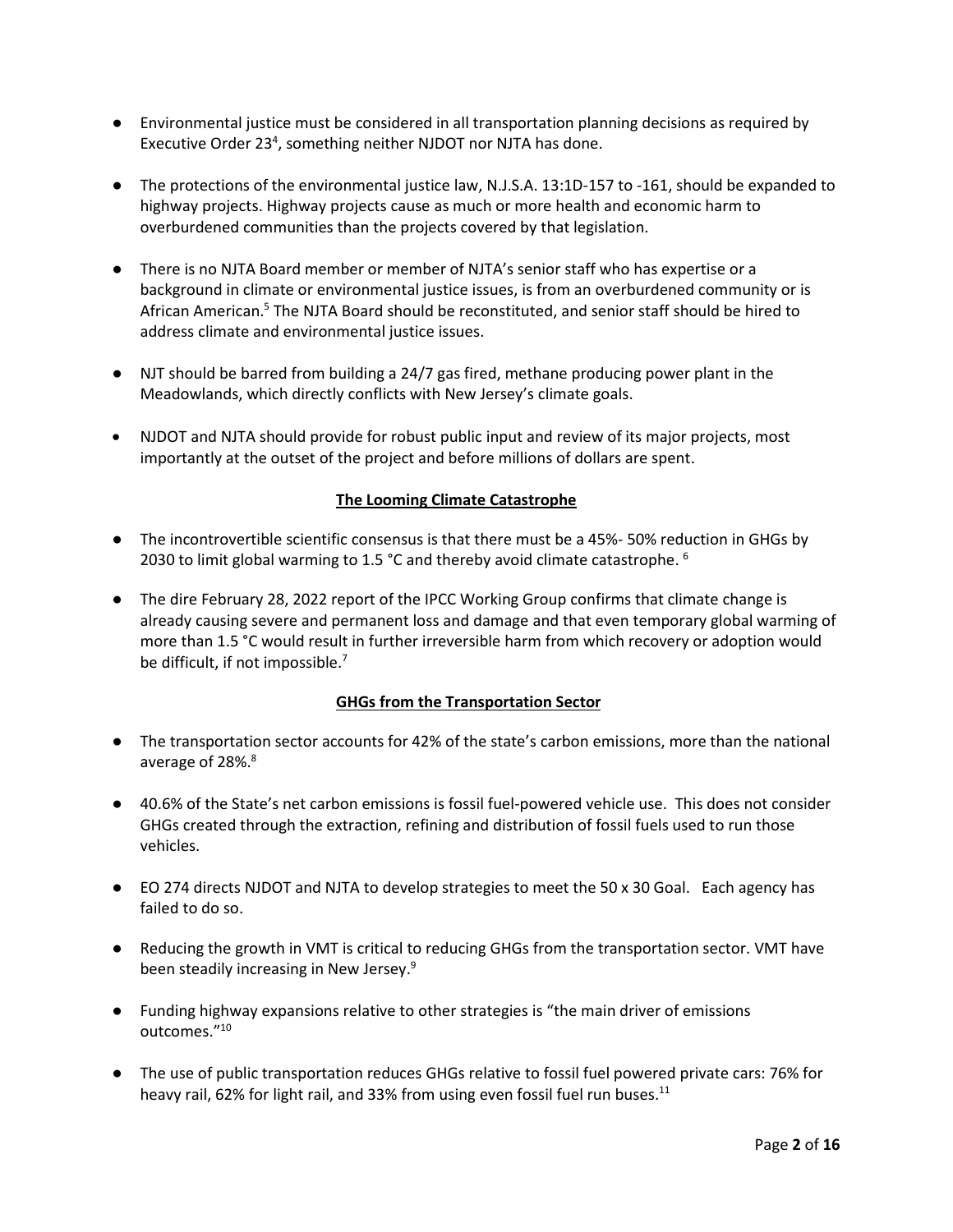- Environmental justice must be considered in all transportation planning decisions as required by Executive Order 23[4], something neither NJDOT nor NJTA has done.

- The protections of the environmental justice law, N.J.S.A. 13:1D-157 to -161, should be expanded to highway projects. Highway projects cause as much or more health and economic harm to overburdened communities than the projects covered by that legislation.

- There is no NJTA Board member or member of NJTA's senior staff who has expertise or a background in climate or environmental justice issues, is from an overburdened community or is African American.[5] The NJTA Board should be reconstituted, and senior staff should be hired to address climate and environmental justice issues.

- NJT should be barred from building a 24/7 gas fired, methane producing power plant in the Meadowlands, which directly conflicts with New Jersey's climate goals.

- NJDOT and NJTA should provide for robust public input and review of its major projects, most importantly at the outset of the project and before millions of dollars are spent.

## The Looming Climate Catastrophe

- The incontrovertible scientific consensus is that there must be a 45%- 50% reduction in GHGs by 2030 to limit global warming to 1.5 °C and thereby avoid climate catastrophe. [6]

- The dire February 28, 2022 report of the IPCC Working Group confirms that climate change is already causing severe and permanent loss and damage and that even temporary global warming of more than 1.5 °C would result in further irreversible harm from which recovery or adoption would be difficult, if not impossible.[7]

## GHGs from the Transportation Sector

- The transportation sector accounts for 42% of the state's carbon emissions, more than the national average of 28%.[8]

- 40.6% of the State's net carbon emissions is fossil fuel-powered vehicle use. This does not consider GHGs created through the extraction, refining and distribution of fossil fuels used to run those vehicles.

- EO 274 directs NJDOT and NJTA to develop strategies to meet the 50 x 30 Goal. Each agency has failed to do so.

- Reducing the growth in VMT is critical to reducing GHGs from the transportation sector. VMT have been steadily increasing in New Jersey.[9]

- Funding highway expansions relative to other strategies is "the main driver of emissions outcomes."[10]

- The use of public transportation reduces GHGs relative to fossil fuel powered private cars: 76% for heavy rail, 62% for light rail, and 33% from using even fossil fuel run buses.[11]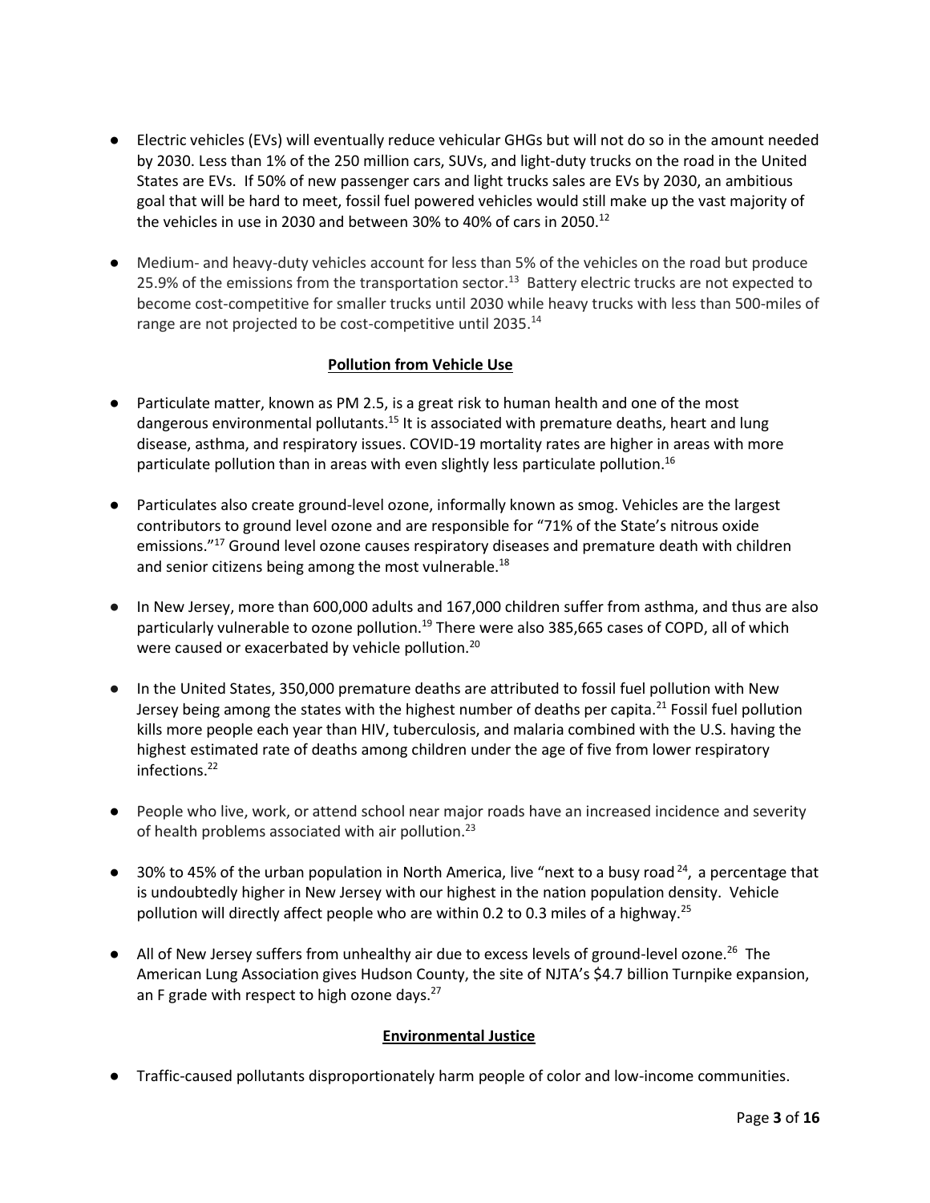- Electric vehicles (EVs) will eventually reduce vehicular GHGs but will not do so in the amount needed by 2030. Less than 1% of the 250 million cars, SUVs, and light-duty trucks on the road in the United States are EVs. If 50% of new passenger cars and light trucks sales are EVs by 2030, an ambitious goal that will be hard to meet, fossil fuel powered vehicles would still make up the vast majority of the vehicles in use in 2030 and between 30% to 40% of cars in 2050.[12]

- Medium- and heavy-duty vehicles account for less than 5% of the vehicles on the road but produce 25.9% of the emissions from the transportation sector.[13] Battery electric trucks are not expected to become cost-competitive for smaller trucks until 2030 while heavy trucks with less than 500-miles of range are not projected to be cost-competitive until 2035.[14]

## **Pollution from Vehicle Use**

- Particulate matter, known as PM 2.5, is a great risk to human health and one of the most dangerous environmental pollutants.[15] It is associated with premature deaths, heart and lung disease, asthma, and respiratory issues. COVID-19 mortality rates are higher in areas with more particulate pollution than in areas with even slightly less particulate pollution.[16]

- Particulates also create ground-level ozone, informally known as smog. Vehicles are the largest contributors to ground level ozone and are responsible for "71% of the State's nitrous oxide emissions."[17] Ground level ozone causes respiratory diseases and premature death with children and senior citizens being among the most vulnerable.[18]

- In New Jersey, more than 600,000 adults and 167,000 children suffer from asthma, and thus are also particularly vulnerable to ozone pollution.[19] There were also 385,665 cases of COPD, all of which were caused or exacerbated by vehicle pollution.[20]

- In the United States, 350,000 premature deaths are attributed to fossil fuel pollution with New Jersey being among the states with the highest number of deaths per capita.[21] Fossil fuel pollution kills more people each year than HIV, tuberculosis, and malaria combined with the U.S. having the highest estimated rate of deaths among children under the age of five from lower respiratory infections.[22]

- People who live, work, or attend school near major roads have an increased incidence and severity of health problems associated with air pollution.[23]

- 30% to 45% of the urban population in North America, live "next to a busy road[24], a percentage that is undoubtedly higher in New Jersey with our highest in the nation population density. Vehicle pollution will directly affect people who are within 0.2 to 0.3 miles of a highway.[25]

- All of New Jersey suffers from unhealthy air due to excess levels of ground-level ozone.[26] The American Lung Association gives Hudson County, the site of NJTA's $4.7 billion Turnpike expansion, an F grade with respect to high ozone days.[27]

## **Environmental Justice**

- Traffic-caused pollutants disproportionately harm people of color and low-income communities.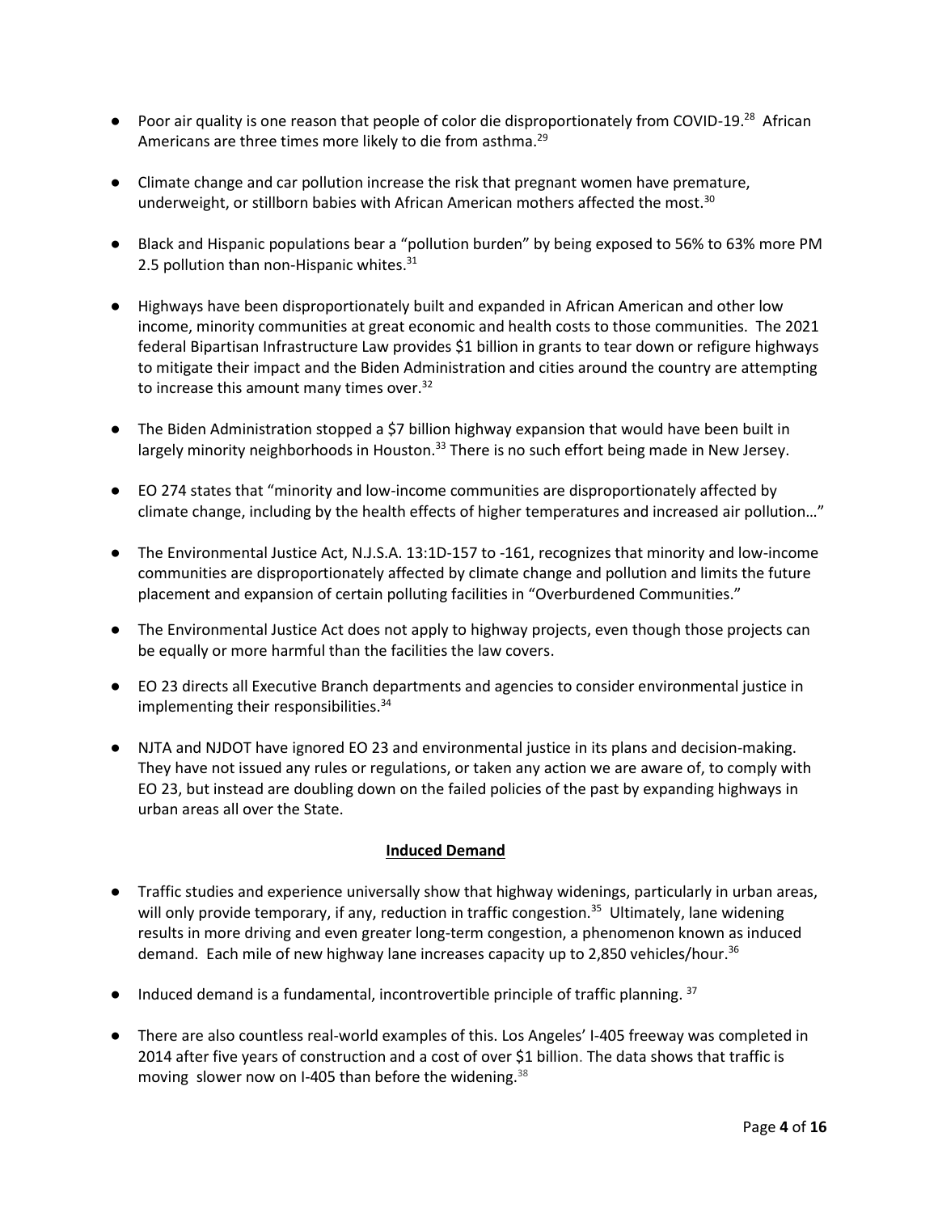- Poor air quality is one reason that people of color die disproportionately from COVID-19.[28] African Americans are three times more likely to die from asthma.[29]

- Climate change and car pollution increase the risk that pregnant women have premature, underweight, or stillborn babies with African American mothers affected the most.[30]

- Black and Hispanic populations bear a "pollution burden" by being exposed to 56% to 63% more PM 2.5 pollution than non-Hispanic whites.[31]

- Highways have been disproportionately built and expanded in African American and other low income, minority communities at great economic and health costs to those communities. The 2021 federal Bipartisan Infrastructure Law provides $1 billion in grants to tear down or refigure highways to mitigate their impact and the Biden Administration and cities around the country are attempting to increase this amount many times over.[32]

- The Biden Administration stopped a $7 billion highway expansion that would have been built in largely minority neighborhoods in Houston.[33] There is no such effort being made in New Jersey.

- EO 274 states that "minority and low-income communities are disproportionately affected by climate change, including by the health effects of higher temperatures and increased air pollution…"

- The Environmental Justice Act, N.J.S.A. 13:1D-157 to -161, recognizes that minority and low-income communities are disproportionately affected by climate change and pollution and limits the future placement and expansion of certain polluting facilities in "Overburdened Communities."

- The Environmental Justice Act does not apply to highway projects, even though those projects can be equally or more harmful than the facilities the law covers.

- EO 23 directs all Executive Branch departments and agencies to consider environmental justice in implementing their responsibilities.[34]

- NJTA and NJDOT have ignored EO 23 and environmental justice in its plans and decision-making. They have not issued any rules or regulations, or taken any action we are aware of, to comply with EO 23, but instead are doubling down on the failed policies of the past by expanding highways in urban areas all over the State.

## Induced Demand

- Traffic studies and experience universally show that highway widenings, particularly in urban areas, will only provide temporary, if any, reduction in traffic congestion.[35] Ultimately, lane widening results in more driving and even greater long-term congestion, a phenomenon known as induced demand. Each mile of new highway lane increases capacity up to 2,850 vehicles/hour.[36]

- Induced demand is a fundamental, incontrovertible principle of traffic planning.[37]

- There are also countless real-world examples of this. Los Angeles' I-405 freeway was completed in 2014 after five years of construction and a cost of over $1 billion. The data shows that traffic is moving slower now on I-405 than before the widening.[38]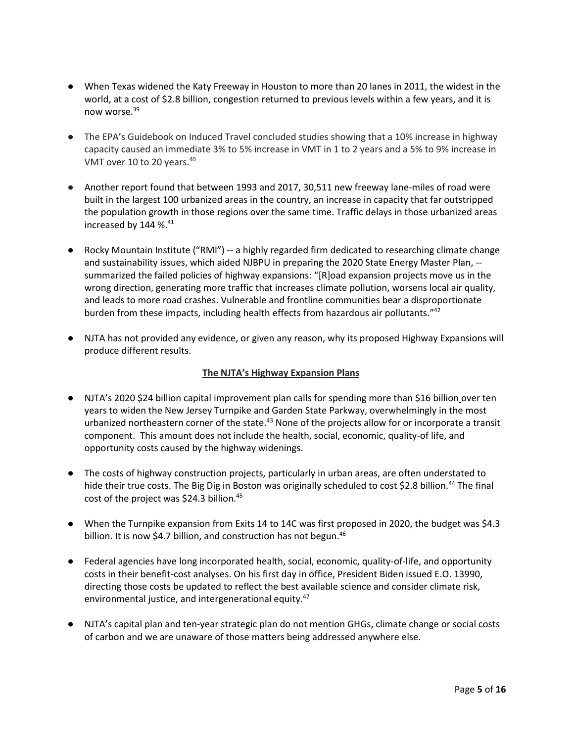- When Texas widened the Katy Freeway in Houston to more than 20 lanes in 2011, the widest in the world, at a cost of $2.8 billion, congestion returned to previous levels within a few years, and it is now worse.[39]

- The EPA's Guidebook on Induced Travel concluded studies showing that a 10% increase in highway capacity caused an immediate 3% to 5% increase in VMT in 1 to 2 years and a 5% to 9% increase in VMT over 10 to 20 years.[40]

- Another report found that between 1993 and 2017, 30,511 new freeway lane-miles of road were built in the largest 100 urbanized areas in the country, an increase in capacity that far outstripped the population growth in those regions over the same time. Traffic delays in those urbanized areas increased by 144 %.[41]

- Rocky Mountain Institute ("RMI") -- a highly regarded firm dedicated to researching climate change and sustainability issues, which aided NJBPU in preparing the 2020 State Energy Master Plan, -- summarized the failed policies of highway expansions: "[R]oad expansion projects move us in the wrong direction, generating more traffic that increases climate pollution, worsens local air quality, and leads to more road crashes. Vulnerable and frontline communities bear a disproportionate burden from these impacts, including health effects from hazardous air pollutants."[42]

- NJTA has not provided any evidence, or given any reason, why its proposed Highway Expansions will produce different results.

**The NJTA's Highway Expansion Plans**

- NJTA's 2020 $24 billion capital improvement plan calls for spending more than $16 billion over ten years to widen the New Jersey Turnpike and Garden State Parkway, overwhelmingly in the most urbanized northeastern corner of the state.[43] None of the projects allow for or incorporate a transit component. This amount does not include the health, social, economic, quality-of life, and opportunity costs caused by the highway widenings.

- The costs of highway construction projects, particularly in urban areas, are often understated to hide their true costs. The Big Dig in Boston was originally scheduled to cost $2.8 billion.[44] The final cost of the project was $24.3 billion.[45]

- When the Turnpike expansion from Exits 14 to 14C was first proposed in 2020, the budget was $4.3 billion. It is now $4.7 billion, and construction has not begun.[46]

- Federal agencies have long incorporated health, social, economic, quality-of-life, and opportunity costs in their benefit-cost analyses. On his first day in office, President Biden issued E.O. 13990, directing those costs be updated to reflect the best available science and consider climate risk, environmental justice, and intergenerational equity.[47]

- NJTA's capital plan and ten-year strategic plan do not mention GHGs, climate change or social costs of carbon and we are unaware of those matters being addressed anywhere else.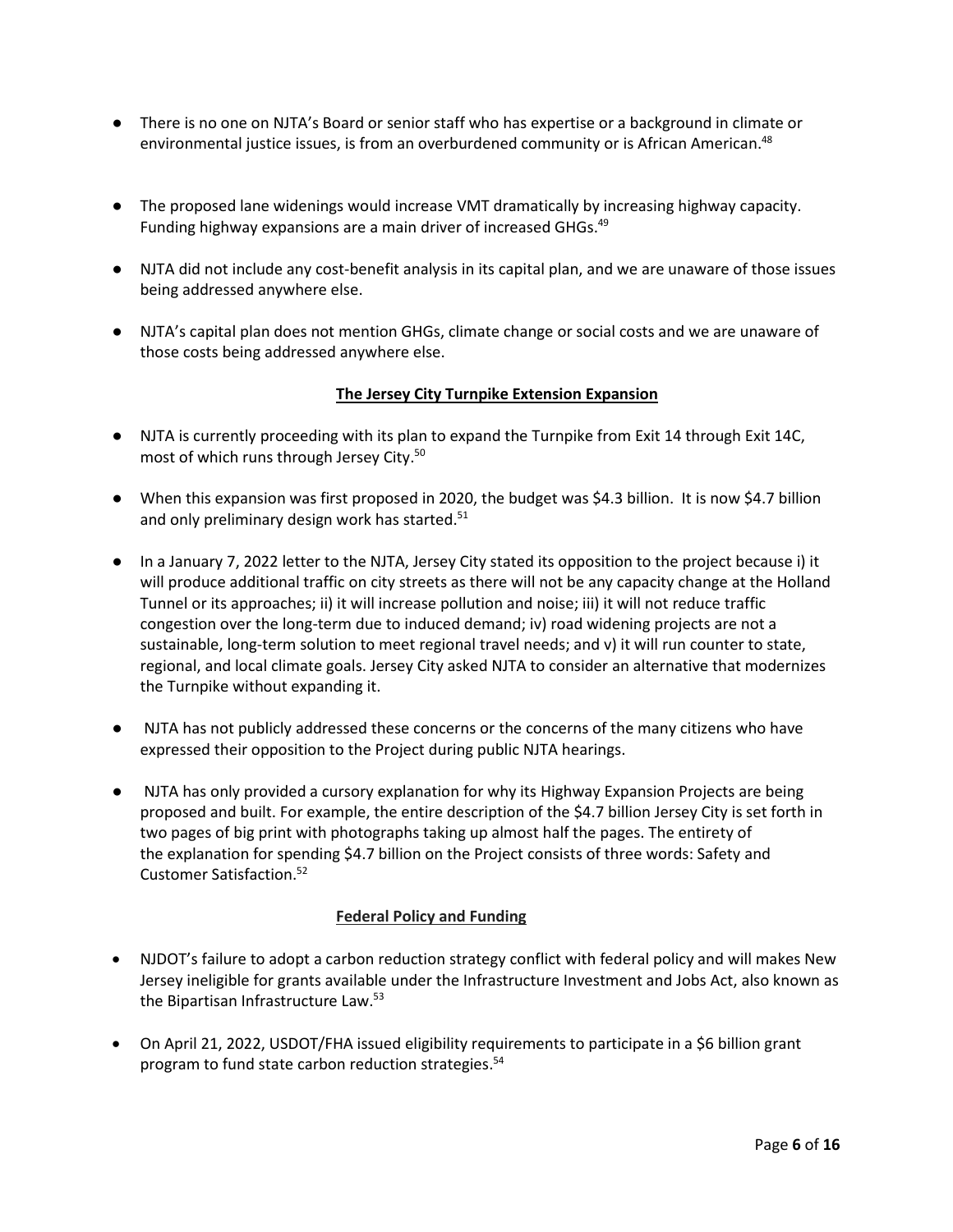- There is no one on NJTA's Board or senior staff who has expertise or a background in climate or environmental justice issues, is from an overburdened community or is African American.[48]

- The proposed lane widenings would increase VMT dramatically by increasing highway capacity. Funding highway expansions are a main driver of increased GHGs.[49]

- NJTA did not include any cost-benefit analysis in its capital plan, and we are unaware of those issues being addressed anywhere else.

- NJTA's capital plan does not mention GHGs, climate change or social costs and we are unaware of those costs being addressed anywhere else.

**<u>The Jersey City Turnpike Extension Expansion</u>**

- NJTA is currently proceeding with its plan to expand the Turnpike from Exit 14 through Exit 14C, most of which runs through Jersey City.[50]

- When this expansion was first proposed in 2020, the budget was $4.3 billion. It is now $4.7 billion and only preliminary design work has started.[51]

- In a January 7, 2022 letter to the NJTA, Jersey City stated its opposition to the project because i) it will produce additional traffic on city streets as there will not be any capacity change at the Holland Tunnel or its approaches; ii) it will increase pollution and noise; iii) it will not reduce traffic congestion over the long-term due to induced demand; iv) road widening projects are not a sustainable, long-term solution to meet regional travel needs; and v) it will run counter to state, regional, and local climate goals. Jersey City asked NJTA to consider an alternative that modernizes the Turnpike without expanding it.

- NJTA has not publicly addressed these concerns or the concerns of the many citizens who have expressed their opposition to the Project during public NJTA hearings.

- NJTA has only provided a cursory explanation for why its Highway Expansion Projects are being proposed and built. For example, the entire description of the $4.7 billion Jersey City is set forth in two pages of big print with photographs taking up almost half the pages. The entirety of the explanation for spending $4.7 billion on the Project consists of three words: Safety and Customer Satisfaction.[52]

**<u>Federal Policy and Funding</u>**

- NJDOT's failure to adopt a carbon reduction strategy conflict with federal policy and will makes New Jersey ineligible for grants available under the Infrastructure Investment and Jobs Act, also known as the Bipartisan Infrastructure Law.[53]

- On April 21, 2022, USDOT/FHA issued eligibility requirements to participate in a $6 billion grant program to fund state carbon reduction strategies.[54]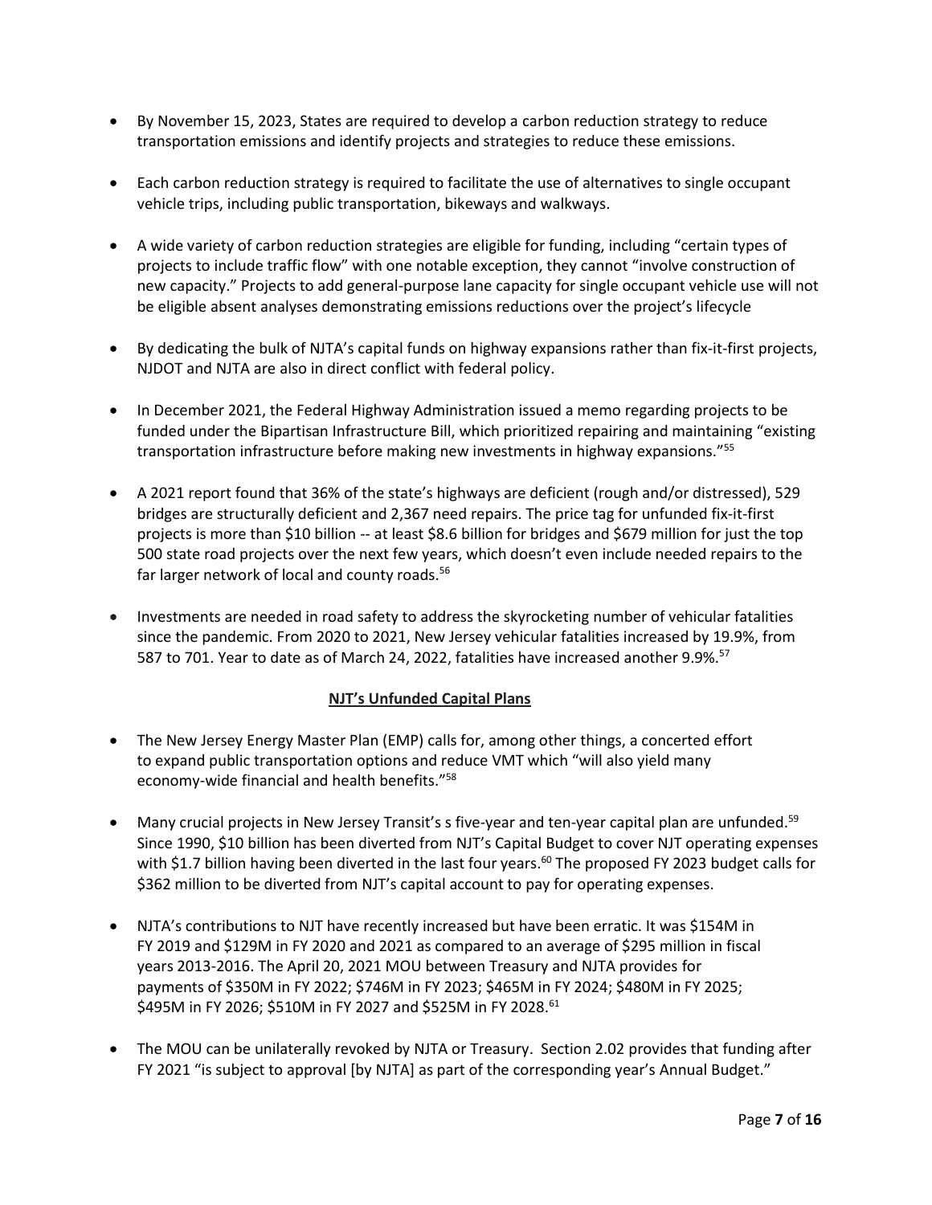- By November 15, 2023, States are required to develop a carbon reduction strategy to reduce transportation emissions and identify projects and strategies to reduce these emissions.

- Each carbon reduction strategy is required to facilitate the use of alternatives to single occupant vehicle trips, including public transportation, bikeways and walkways.

- A wide variety of carbon reduction strategies are eligible for funding, including "certain types of projects to include traffic flow" with one notable exception, they cannot "involve construction of new capacity." Projects to add general-purpose lane capacity for single occupant vehicle use will not be eligible absent analyses demonstrating emissions reductions over the project's lifecycle

- By dedicating the bulk of NJTA's capital funds on highway expansions rather than fix-it-first projects, NJDOT and NJTA are also in direct conflict with federal policy.

- In December 2021, the Federal Highway Administration issued a memo regarding projects to be funded under the Bipartisan Infrastructure Bill, which prioritized repairing and maintaining "existing transportation infrastructure before making new investments in highway expansions."[55]

- A 2021 report found that 36% of the state's highways are deficient (rough and/or distressed), 529 bridges are structurally deficient and 2,367 need repairs. The price tag for unfunded fix-it-first projects is more than $10 billion -- at least $8.6 billion for bridges and $679 million for just the top 500 state road projects over the next few years, which doesn't even include needed repairs to the far larger network of local and county roads.[56]

- Investments are needed in road safety to address the skyrocketing number of vehicular fatalities since the pandemic. From 2020 to 2021, New Jersey vehicular fatalities increased by 19.9%, from 587 to 701. Year to date as of March 24, 2022, fatalities have increased another 9.9%.[57]

## NJT's Unfunded Capital Plans

- The New Jersey Energy Master Plan (EMP) calls for, among other things, a concerted effort to expand public transportation options and reduce VMT which "will also yield many economy-wide financial and health benefits."[58]

- Many crucial projects in New Jersey Transit's s five-year and ten-year capital plan are unfunded.[59] Since 1990, $10 billion has been diverted from NJT's Capital Budget to cover NJT operating expenses with $1.7 billion having been diverted in the last four years.[60] The proposed FY 2023 budget calls for $362 million to be diverted from NJT's capital account to pay for operating expenses.

- NJTA's contributions to NJT have recently increased but have been erratic. It was $154M in FY 2019 and $129M in FY 2020 and 2021 as compared to an average of $295 million in fiscal years 2013-2016. The April 20, 2021 MOU between Treasury and NJTA provides for payments of $350M in FY 2022; $746M in FY 2023; $465M in FY 2024; $480M in FY 2025; $495M in FY 2026; $510M in FY 2027 and $525M in FY 2028.[61]

- The MOU can be unilaterally revoked by NJTA or Treasury. Section 2.02 provides that funding after FY 2021 "is subject to approval [by NJTA] as part of the corresponding year's Annual Budget."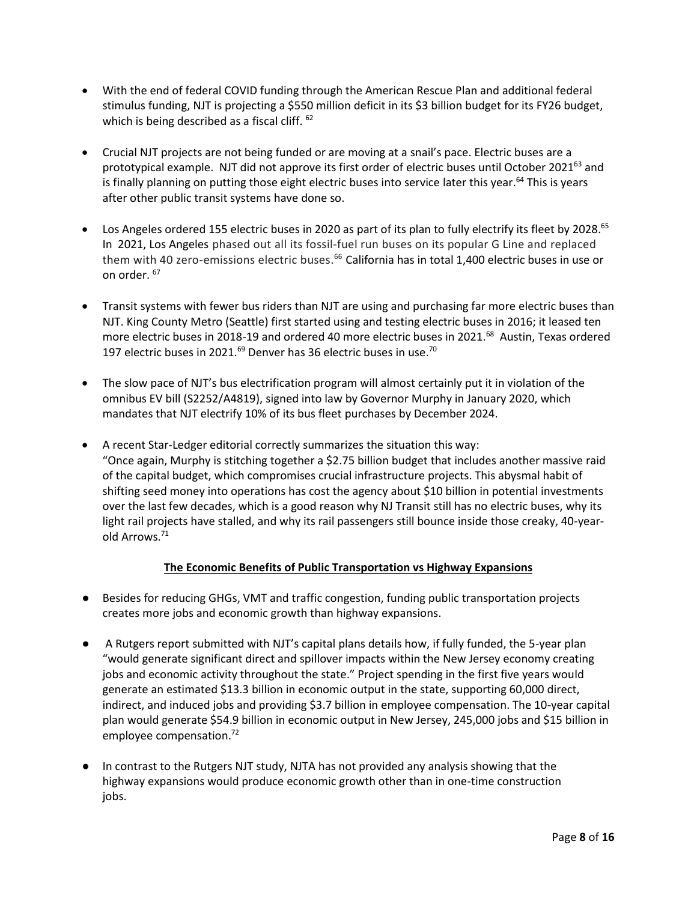- With the end of federal COVID funding through the American Rescue Plan and additional federal stimulus funding, NJT is projecting a $550 million deficit in its $3 billion budget for its FY26 budget, which is being described as a fiscal cliff. [62]

- Crucial NJT projects are not being funded or are moving at a snail's pace. Electric buses are a prototypical example. NJT did not approve its first order of electric buses until October 2021[63] and is finally planning on putting those eight electric buses into service later this year.[64] This is years after other public transit systems have done so.

- Los Angeles ordered 155 electric buses in 2020 as part of its plan to fully electrify its fleet by 2028.[65] In 2021, Los Angeles phased out all its fossil-fuel run buses on its popular G Line and replaced them with 40 zero-emissions electric buses.[66] California has in total 1,400 electric buses in use or on order. [67]

- Transit systems with fewer bus riders than NJT are using and purchasing far more electric buses than NJT. King County Metro (Seattle) first started using and testing electric buses in 2016; it leased ten more electric buses in 2018-19 and ordered 40 more electric buses in 2021.[68] Austin, Texas ordered 197 electric buses in 2021.[69] Denver has 36 electric buses in use.[70]

- The slow pace of NJT's bus electrification program will almost certainly put it in violation of the omnibus EV bill (S2252/A4819), signed into law by Governor Murphy in January 2020, which mandates that NJT electrify 10% of its bus fleet purchases by December 2024.

- A recent Star-Ledger editorial correctly summarizes the situation this way:
  "Once again, Murphy is stitching together a $2.75 billion budget that includes another massive raid of the capital budget, which compromises crucial infrastructure projects. This abysmal habit of shifting seed money into operations has cost the agency about $10 billion in potential investments over the last few decades, which is a good reason why NJ Transit still has no electric buses, why its light rail projects have stalled, and why its rail passengers still bounce inside those creaky, 40-year-old Arrows.[71]

**The Economic Benefits of Public Transportation vs Highway Expansions**

- Besides for reducing GHGs, VMT and traffic congestion, funding public transportation projects creates more jobs and economic growth than highway expansions.

- A Rutgers report submitted with NJT's capital plans details how, if fully funded, the 5-year plan "would generate significant direct and spillover impacts within the New Jersey economy creating jobs and economic activity throughout the state." Project spending in the first five years would generate an estimated $13.3 billion in economic output in the state, supporting 60,000 direct, indirect, and induced jobs and providing $3.7 billion in employee compensation. The 10-year capital plan would generate $54.9 billion in economic output in New Jersey, 245,000 jobs and $15 billion in employee compensation.[72]

- In contrast to the Rutgers NJT study, NJTA has not provided any analysis showing that the highway expansions would produce economic growth other than in one-time construction jobs.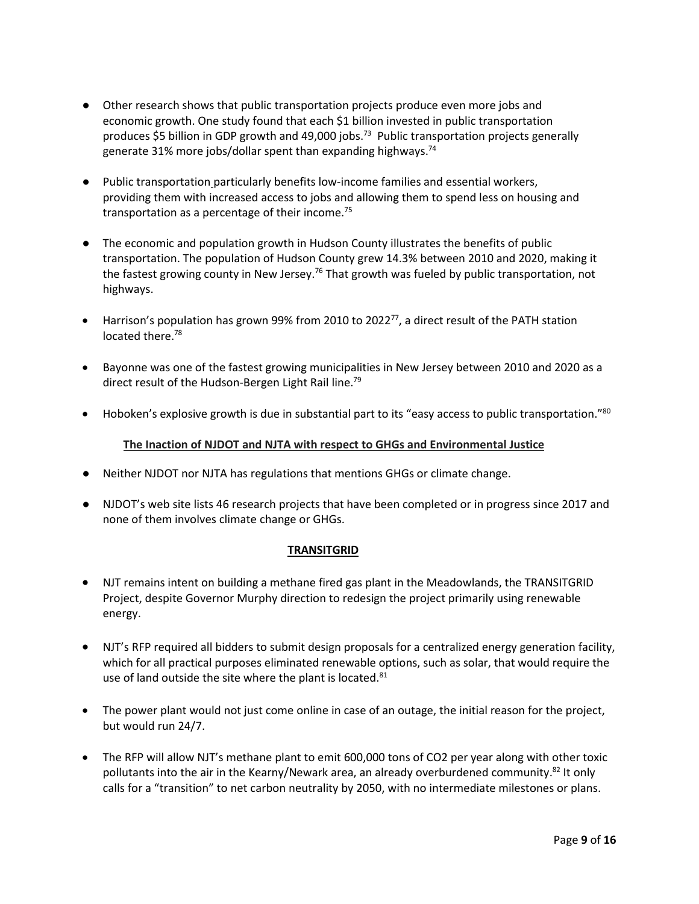- Other research shows that public transportation projects produce even more jobs and economic growth. One study found that each $1 billion invested in public transportation produces $5 billion in GDP growth and 49,000 jobs.[73] Public transportation projects generally generate 31% more jobs/dollar spent than expanding highways.[74]

- Public transportation particularly benefits low-income families and essential workers, providing them with increased access to jobs and allowing them to spend less on housing and transportation as a percentage of their income.[75]

- The economic and population growth in Hudson County illustrates the benefits of public transportation. The population of Hudson County grew 14.3% between 2010 and 2020, making it the fastest growing county in New Jersey.[76] That growth was fueled by public transportation, not highways.

- Harrison's population has grown 99% from 2010 to 2022[77], a direct result of the PATH station located there.[78]

- Bayonne was one of the fastest growing municipalities in New Jersey between 2010 and 2020 as a direct result of the Hudson-Bergen Light Rail line.[79]

- Hoboken's explosive growth is due in substantial part to its "easy access to public transportation."[80]

**The Inaction of NJDOT and NJTA with respect to GHGs and Environmental Justice**

- Neither NJDOT nor NJTA has regulations that mentions GHGs or climate change.

- NJDOT's web site lists 46 research projects that have been completed or in progress since 2017 and none of them involves climate change or GHGs.

**TRANSITGRID**

- NJT remains intent on building a methane fired gas plant in the Meadowlands, the TRANSITGRID Project, despite Governor Murphy direction to redesign the project primarily using renewable energy.

- NJT's RFP required all bidders to submit design proposals for a centralized energy generation facility, which for all practical purposes eliminated renewable options, such as solar, that would require the use of land outside the site where the plant is located.[81]

- The power plant would not just come online in case of an outage, the initial reason for the project, but would run 24/7.

- The RFP will allow NJT's methane plant to emit 600,000 tons of $CO_2$ per year along with other toxic pollutants into the air in the Kearny/Newark area, an already overburdened community.[82] It only calls for a "transition" to net carbon neutrality by 2050, with no intermediate milestones or plans.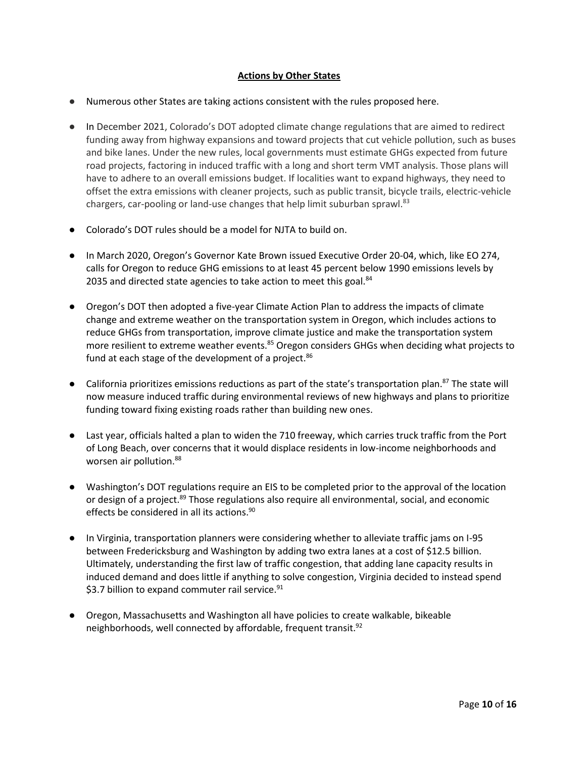**Actions by Other States**

- Numerous other States are taking actions consistent with the rules proposed here.
- In December 2021, Colorado's DOT adopted climate change regulations that are aimed to redirect funding away from highway expansions and toward projects that cut vehicle pollution, such as buses and bike lanes. Under the new rules, local governments must estimate GHGs expected from future road projects, factoring in induced traffic with a long and short term VMT analysis. Those plans will have to adhere to an overall emissions budget. If localities want to expand highways, they need to offset the extra emissions with cleaner projects, such as public transit, bicycle trails, electric-vehicle chargers, car-pooling or land-use changes that help limit suburban sprawl.[83]
- Colorado's DOT rules should be a model for NJTA to build on.
- In March 2020, Oregon's Governor Kate Brown issued Executive Order 20-04, which, like EO 274, calls for Oregon to reduce GHG emissions to at least 45 percent below 1990 emissions levels by 2035 and directed state agencies to take action to meet this goal.[84]
- Oregon's DOT then adopted a five-year Climate Action Plan to address the impacts of climate change and extreme weather on the transportation system in Oregon, which includes actions to reduce GHGs from transportation, improve climate justice and make the transportation system more resilient to extreme weather events.[85] Oregon considers GHGs when deciding what projects to fund at each stage of the development of a project.[86]
- California prioritizes emissions reductions as part of the state's transportation plan.[87] The state will now measure induced traffic during environmental reviews of new highways and plans to prioritize funding toward fixing existing roads rather than building new ones.
- Last year, officials halted a plan to widen the 710 freeway, which carries truck traffic from the Port of Long Beach, over concerns that it would displace residents in low-income neighborhoods and worsen air pollution.[88]
- Washington's DOT regulations require an EIS to be completed prior to the approval of the location or design of a project.[89] Those regulations also require all environmental, social, and economic effects be considered in all its actions.[90]
- In Virginia, transportation planners were considering whether to alleviate traffic jams on I-95 between Fredericksburg and Washington by adding two extra lanes at a cost of $12.5 billion. Ultimately, understanding the first law of traffic congestion, that adding lane capacity results in induced demand and does little if anything to solve congestion, Virginia decided to instead spend $3.7 billion to expand commuter rail service.[91]
- Oregon, Massachusetts and Washington all have policies to create walkable, bikeable neighborhoods, well connected by affordable, frequent transit.[92]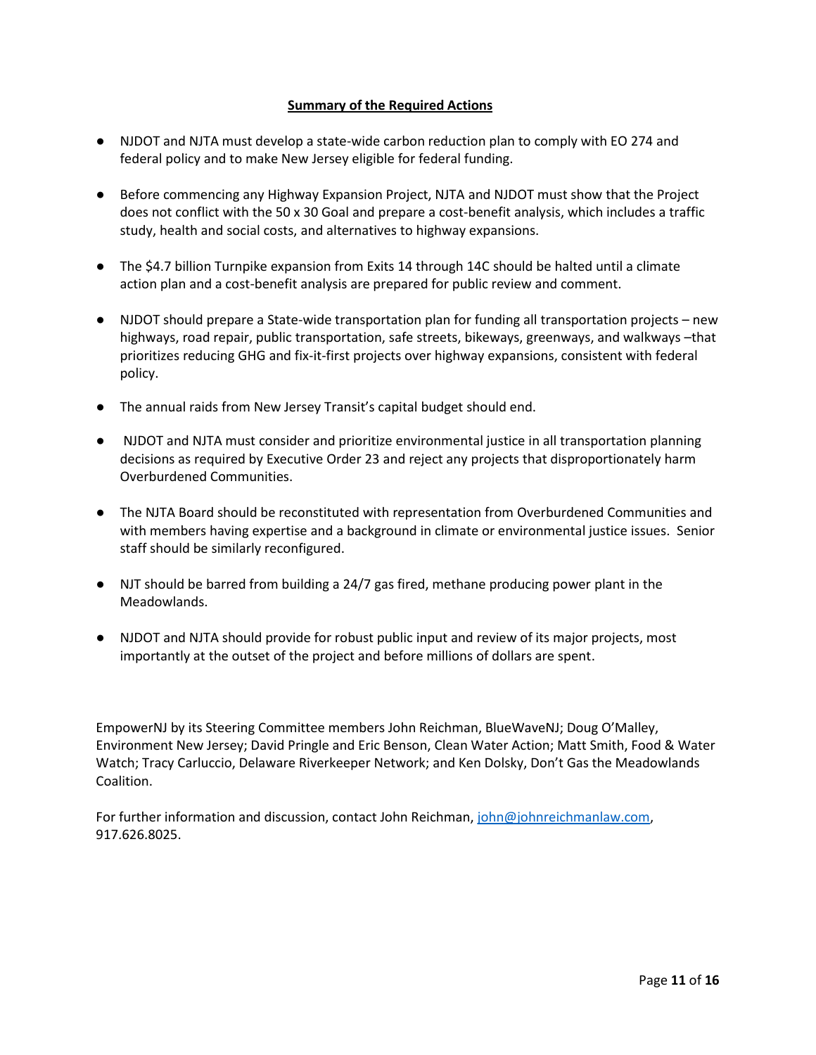## **<u>Summary of the Required Actions</u>**

- NJDOT and NJTA must develop a state-wide carbon reduction plan to comply with EO 274 and federal policy and to make New Jersey eligible for federal funding.

- Before commencing any Highway Expansion Project, NJTA and NJDOT must show that the Project does not conflict with the 50 x 30 Goal and prepare a cost-benefit analysis, which includes a traffic study, health and social costs, and alternatives to highway expansions.

- The $4.7 billion Turnpike expansion from Exits 14 through 14C should be halted until a climate action plan and a cost-benefit analysis are prepared for public review and comment.

- NJDOT should prepare a State-wide transportation plan for funding all transportation projects – new highways, road repair, public transportation, safe streets, bikeways, greenways, and walkways –that prioritizes reducing GHG and fix-it-first projects over highway expansions, consistent with federal policy.

- The annual raids from New Jersey Transit's capital budget should end.

- NJDOT and NJTA must consider and prioritize environmental justice in all transportation planning decisions as required by Executive Order 23 and reject any projects that disproportionately harm Overburdened Communities.

- The NJTA Board should be reconstituted with representation from Overburdened Communities and with members having expertise and a background in climate or environmental justice issues. Senior staff should be similarly reconfigured.

- NJT should be barred from building a 24/7 gas fired, methane producing power plant in the Meadowlands.

- NJDOT and NJTA should provide for robust public input and review of its major projects, most importantly at the outset of the project and before millions of dollars are spent.

EmpowerNJ by its Steering Committee members John Reichman, BlueWaveNJ; Doug O'Malley, Environment New Jersey; David Pringle and Eric Benson, Clean Water Action; Matt Smith, Food & Water Watch; Tracy Carluccio, Delaware Riverkeeper Network; and Ken Dolsky, Don't Gas the Meadowlands Coalition.

For further information and discussion, contact John Reichman, [john@johnreichmanlaw.com](mailto:john@johnreichmanlaw.com), 917.626.8025.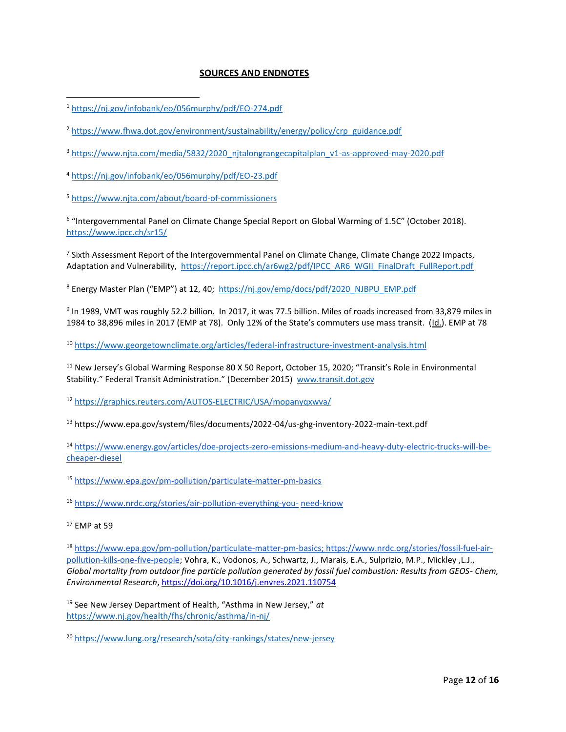# SOURCES AND ENDNOTES

[1] https://nj.gov/infobank/eo/056murphy/pdf/EO-274.pdf

[2] https://www.fhwa.dot.gov/environment/sustainability/energy/policy/crp_guidance.pdf

[3] https://www.njta.com/media/5832/2020_njtalongrangecapitalplan_v1-as-approved-may-2020.pdf

[4] https://nj.gov/infobank/eo/056murphy/pdf/EO-23.pdf

[5] https://www.njta.com/about/board-of-commissioners

[6] "Intergovernmental Panel on Climate Change Special Report on Global Warming of 1.5C" (October 2018). https://www.ipcc.ch/sr15/

[7] Sixth Assessment Report of the Intergovernmental Panel on Climate Change, Climate Change 2022 Impacts, Adaptation and Vulnerability, https://report.ipcc.ch/ar6wg2/pdf/IPCC_AR6_WGII_FinalDraft_FullReport.pdf

[8] Energy Master Plan ("EMP") at 12, 40; https://nj.gov/emp/docs/pdf/2020_NJBPU_EMP.pdf

[9] In 1989, VMT was roughly 52.2 billion. In 2017, it was 77.5 billion. Miles of roads increased from 33,879 miles in 1984 to 38,896 miles in 2017 (EMP at 78). Only 12% of the State's commuters use mass transit. (Id.). EMP at 78

[10] https://www.georgetownclimate.org/articles/federal-infrastructure-investment-analysis.html

[11] New Jersey's Global Warming Response 80 X 50 Report, October 15, 2020; "Transit's Role in Environmental Stability." Federal Transit Administration." (December 2015) www.transit.dot.gov

[12] https://graphics.reuters.com/AUTOS-ELECTRIC/USA/mopanyqxwva/

[13] https://www.epa.gov/system/files/documents/2022-04/us-ghg-inventory-2022-main-text.pdf

[14] https://www.energy.gov/articles/doe-projects-zero-emissions-medium-and-heavy-duty-electric-trucks-will-be-cheaper-diesel

[15] https://www.epa.gov/pm-pollution/particulate-matter-pm-basics

[16] https://www.nrdc.org/stories/air-pollution-everything-you- need-know

[17] EMP at 59

[18] https://www.epa.gov/pm-pollution/particulate-matter-pm-basics; https://www.nrdc.org/stories/fossil-fuel-air-pollution-kills-one-five-people; Vohra, K., Vodonos, A., Schwartz, J., Marais, E.A., Sulprizio, M.P., Mickley ,L.J., *Global mortality from outdoor fine particle pollution generated by fossil fuel combustion: Results from GEOS- Chem, Environmental Research*, https://doi.org/10.1016/j.envres.2021.110754

[19] See New Jersey Department of Health, "Asthma in New Jersey," *at* https://www.nj.gov/health/fhs/chronic/asthma/in-nj/

[20] https://www.lung.org/research/sota/city-rankings/states/new-jersey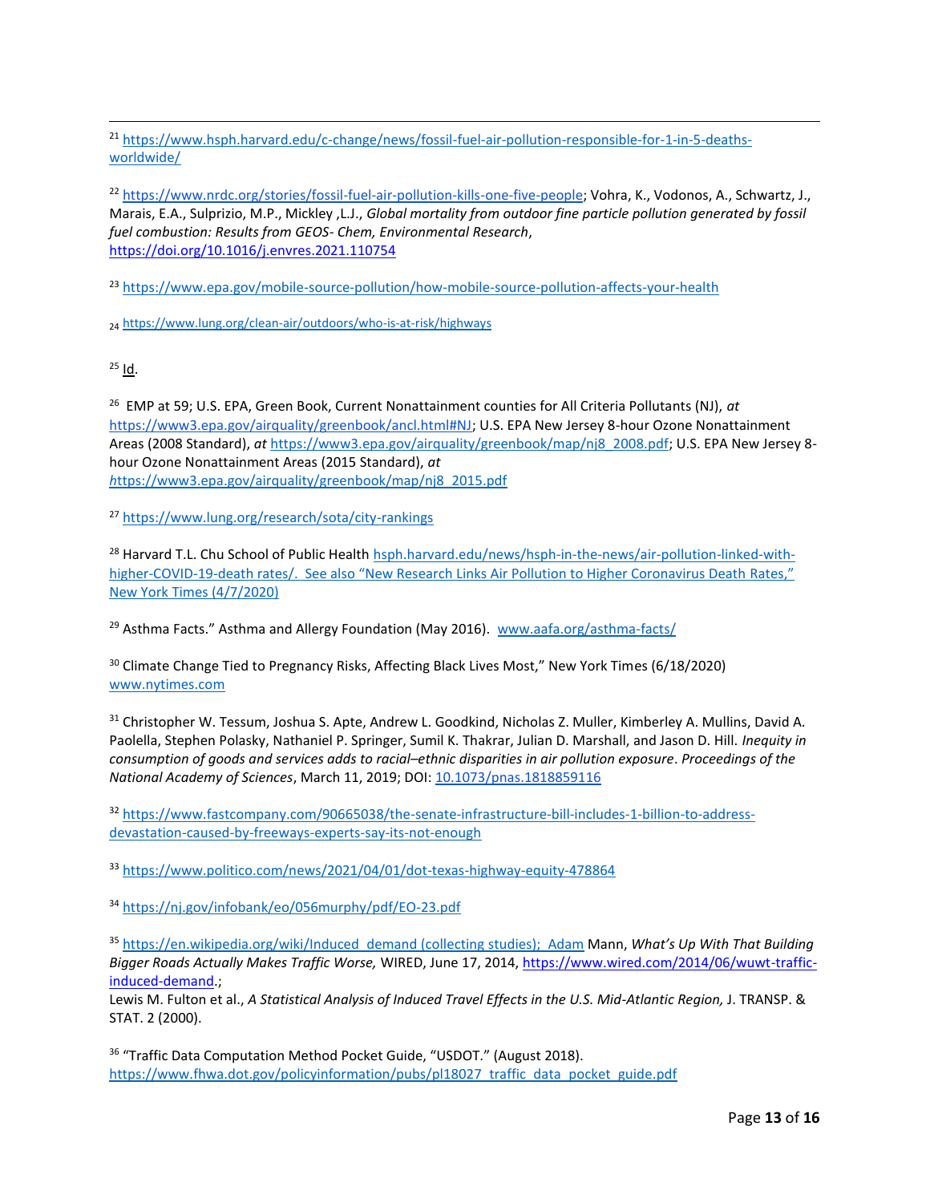[21] https://www.hsph.harvard.edu/c-change/news/fossil-fuel-air-pollution-responsible-for-1-in-5-deaths-worldwide/

[22] https://www.nrdc.org/stories/fossil-fuel-air-pollution-kills-one-five-people; Vohra, K., Vodonos, A., Schwartz, J., Marais, E.A., Sulprizio, M.P., Mickley ,L.J., *Global mortality from outdoor fine particle pollution generated by fossil fuel combustion: Results from GEOS- Chem, Environmental Research*, https://doi.org/10.1016/j.envres.2021.110754

[23] https://www.epa.gov/mobile-source-pollution/how-mobile-source-pollution-affects-your-health

[24] https://www.lung.org/clean-air/outdoors/who-is-at-risk/highways

[25] Id.

[26] EMP at 59; U.S. EPA, Green Book, Current Nonattainment counties for All Criteria Pollutants (NJ), *at* https://www3.epa.gov/airquality/greenbook/ancl.html#NJ; U.S. EPA New Jersey 8-hour Ozone Nonattainment Areas (2008 Standard), *at* https://www3.epa.gov/airquality/greenbook/map/nj8_2008.pdf; U.S. EPA New Jersey 8-hour Ozone Nonattainment Areas (2015 Standard), *at* *h*ttps://www3.epa.gov/airquality/greenbook/map/nj8_2015.pdf

[27] https://www.lung.org/research/sota/city-rankings

[28] Harvard T.L. Chu School of Public Health hsph.harvard.edu/news/hsph-in-the-news/air-pollution-linked-with-higher-COVID-19-death rates/. See also "New Research Links Air Pollution to Higher Coronavirus Death Rates," New York Times (4/7/2020)

[29] Asthma Facts." Asthma and Allergy Foundation (May 2016). www.aafa.org/asthma-facts/

[30] Climate Change Tied to Pregnancy Risks, Affecting Black Lives Most," New York Times (6/18/2020) www.nytimes.com

[31] Christopher W. Tessum, Joshua S. Apte, Andrew L. Goodkind, Nicholas Z. Muller, Kimberley A. Mullins, David A. Paolella, Stephen Polasky, Nathaniel P. Springer, Sumil K. Thakrar, Julian D. Marshall, and Jason D. Hill. *Inequity in consumption of goods and services adds to racial–ethnic disparities in air pollution exposure*. *Proceedings of the National Academy of Sciences*, March 11, 2019; DOI: 10.1073/pnas.1818859116

[32] https://www.fastcompany.com/90665038/the-senate-infrastructure-bill-includes-1-billion-to-address-devastation-caused-by-freeways-experts-say-its-not-enough

[33] https://www.politico.com/news/2021/04/01/dot-texas-highway-equity-478864

[34] https://nj.gov/infobank/eo/056murphy/pdf/EO-23.pdf

[35] https://en.wikipedia.org/wiki/Induced_demand (collecting studies); Adam Mann, *What's Up With That Building Bigger Roads Actually Makes Traffic Worse,* WIRED, June 17, 2014, https://www.wired.com/2014/06/wuwt-traffic-induced-demand.;
Lewis M. Fulton et al., *A Statistical Analysis of Induced Travel Effects in the U.S. Mid-Atlantic Region,* J. TRANSP. & STAT. 2 (2000).

[36] "Traffic Data Computation Method Pocket Guide, "USDOT." (August 2018). https://www.fhwa.dot.gov/policyinformation/pubs/pl18027_traffic_data_pocket_guide.pdf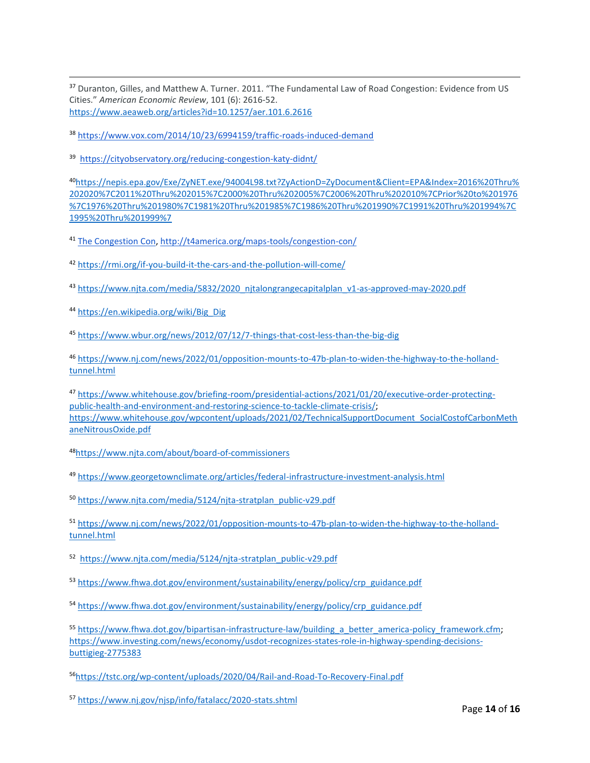[37] Duranton, Gilles, and Matthew A. Turner. 2011. "The Fundamental Law of Road Congestion: Evidence from US Cities." *American Economic Review*, 101 (6): 2616-52. https://www.aeaweb.org/articles?id=10.1257/aer.101.6.2616

[38] https://www.vox.com/2014/10/23/6994159/traffic-roads-induced-demand

[39] https://cityobservatory.org/reducing-congestion-katy-didnt/

[40] https://nepis.epa.gov/Exe/ZyNET.exe/94004L98.txt?ZyActionD=ZyDocument&Client=EPA&Index=2016%20Thru%202020%7C2011%20Thru%202015%7C2000%20Thru%202005%7C2006%20Thru%202010%7CPrior%20to%201976%7C1976%20Thru%201980%7C1981%20Thru%201985%7C1986%20Thru%201990%7C1991%20Thru%201994%7C1995%20Thru%201999%7

[41] The Congestion Con, http://t4america.org/maps-tools/congestion-con/

[42] https://rmi.org/if-you-build-it-the-cars-and-the-pollution-will-come/

[43] https://www.njta.com/media/5832/2020_njtalongrangecapitalplan_v1-as-approved-may-2020.pdf

[44] https://en.wikipedia.org/wiki/Big_Dig

[45] https://www.wbur.org/news/2012/07/12/7-things-that-cost-less-than-the-big-dig

[46] https://www.nj.com/news/2022/01/opposition-mounts-to-47b-plan-to-widen-the-highway-to-the-holland-tunnel.html

[47] https://www.whitehouse.gov/briefing-room/presidential-actions/2021/01/20/executive-order-protecting-public-health-and-environment-and-restoring-science-to-tackle-climate-crisis/; https://www.whitehouse.gov/wpcontent/uploads/2021/02/TechnicalSupportDocument_SocialCostofCarbonMethaneNitrousOxide.pdf

[48] https://www.njta.com/about/board-of-commissioners

[49] https://www.georgetownclimate.org/articles/federal-infrastructure-investment-analysis.html

[50] https://www.njta.com/media/5124/njta-stratplan_public-v29.pdf

[51] https://www.nj.com/news/2022/01/opposition-mounts-to-47b-plan-to-widen-the-highway-to-the-holland-tunnel.html

[52] https://www.njta.com/media/5124/njta-stratplan_public-v29.pdf

[53] https://www.fhwa.dot.gov/environment/sustainability/energy/policy/crp_guidance.pdf

[54] https://www.fhwa.dot.gov/environment/sustainability/energy/policy/crp_guidance.pdf

[55] https://www.fhwa.dot.gov/bipartisan-infrastructure-law/building_a_better_america-policy_framework.cfm; https://www.investing.com/news/economy/usdot-recognizes-states-role-in-highway-spending-decisions-buttigieg-2775383

[56] https://tstc.org/wp-content/uploads/2020/04/Rail-and-Road-To-Recovery-Final.pdf

[57] https://www.nj.gov/njsp/info/fatalacc/2020-stats.shtml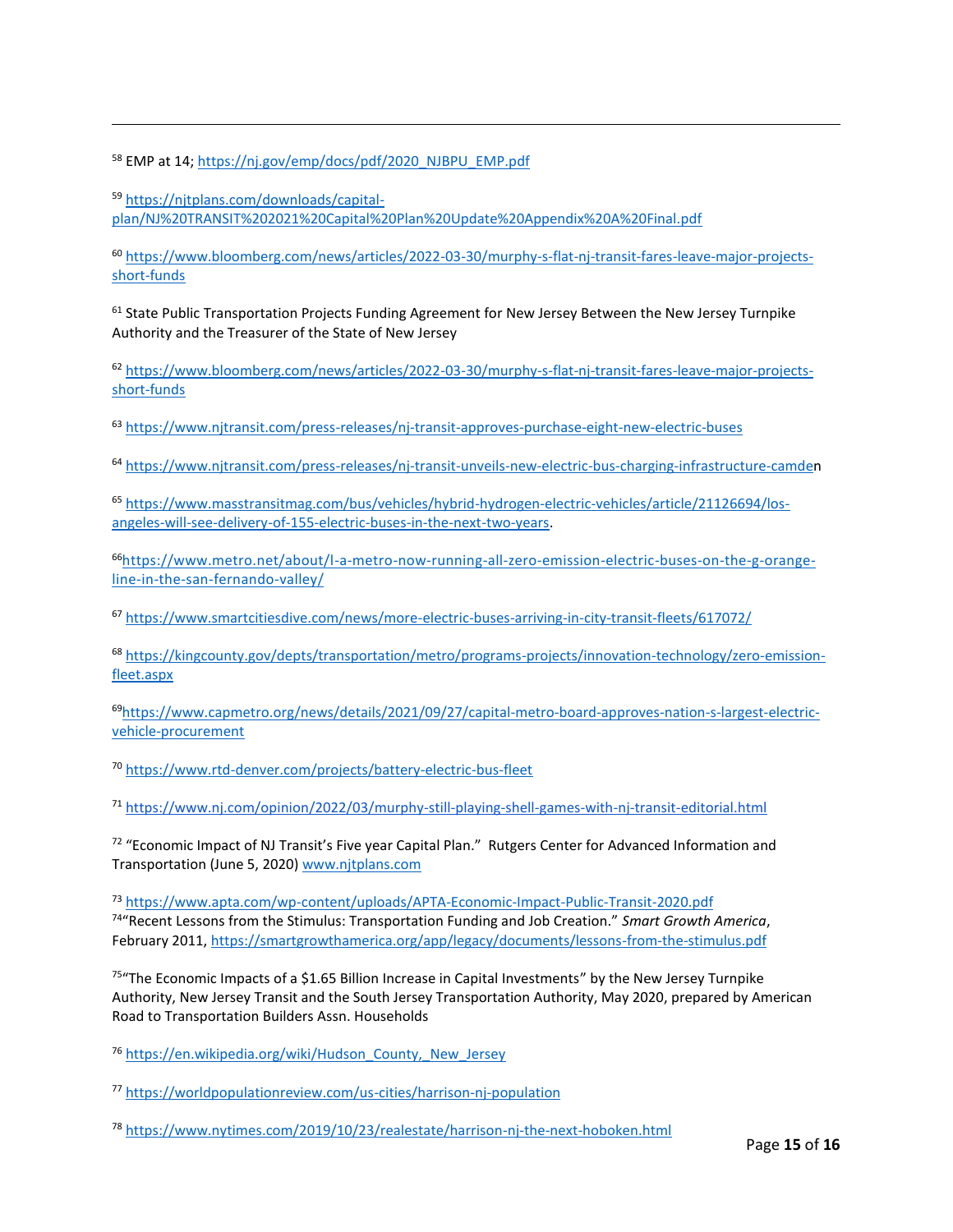[58] EMP at 14; https://nj.gov/emp/docs/pdf/2020_NJBPU_EMP.pdf

[59] https://njtplans.com/downloads/capital-plan/NJ%20TRANSIT%202021%20Capital%20Plan%20Update%20Appendix%20A%20Final.pdf

[60] https://www.bloomberg.com/news/articles/2022-03-30/murphy-s-flat-nj-transit-fares-leave-major-projects-short-funds

[61] State Public Transportation Projects Funding Agreement for New Jersey Between the New Jersey Turnpike Authority and the Treasurer of the State of New Jersey

[62] https://www.bloomberg.com/news/articles/2022-03-30/murphy-s-flat-nj-transit-fares-leave-major-projects-short-funds

[63] https://www.njtransit.com/press-releases/nj-transit-approves-purchase-eight-new-electric-buses

[64] https://www.njtransit.com/press-releases/nj-transit-unveils-new-electric-bus-charging-infrastructure-camden

[65] https://www.masstransitmag.com/bus/vehicles/hybrid-hydrogen-electric-vehicles/article/21126694/los-angeles-will-see-delivery-of-155-electric-buses-in-the-next-two-years.

[66] https://www.metro.net/about/l-a-metro-now-running-all-zero-emission-electric-buses-on-the-g-orange-line-in-the-san-fernando-valley/

[67] https://www.smartcitiesdive.com/news/more-electric-buses-arriving-in-city-transit-fleets/617072/

[68] https://kingcounty.gov/depts/transportation/metro/programs-projects/innovation-technology/zero-emission-fleet.aspx

[69] https://www.capmetro.org/news/details/2021/09/27/capital-metro-board-approves-nation-s-largest-electric-vehicle-procurement

[70] https://www.rtd-denver.com/projects/battery-electric-bus-fleet

[71] https://www.nj.com/opinion/2022/03/murphy-still-playing-shell-games-with-nj-transit-editorial.html

[72] "Economic Impact of NJ Transit's Five year Capital Plan." Rutgers Center for Advanced Information and Transportation (June 5, 2020) www.njtplans.com

[73] https://www.apta.com/wp-content/uploads/APTA-Economic-Impact-Public-Transit-2020.pdf

[74] "Recent Lessons from the Stimulus: Transportation Funding and Job Creation." *Smart Growth America*, February 2011, https://smartgrowthamerica.org/app/legacy/documents/lessons-from-the-stimulus.pdf

[75] "The Economic Impacts of a $1.65 Billion Increase in Capital Investments" by the New Jersey Turnpike Authority, New Jersey Transit and the South Jersey Transportation Authority, May 2020, prepared by American Road to Transportation Builders Assn. Households

[76] https://en.wikipedia.org/wiki/Hudson_County,_New_Jersey

[77] https://worldpopulationreview.com/us-cities/harrison-nj-population

[78] https://www.nytimes.com/2019/10/23/realestate/harrison-nj-the-next-hoboken.html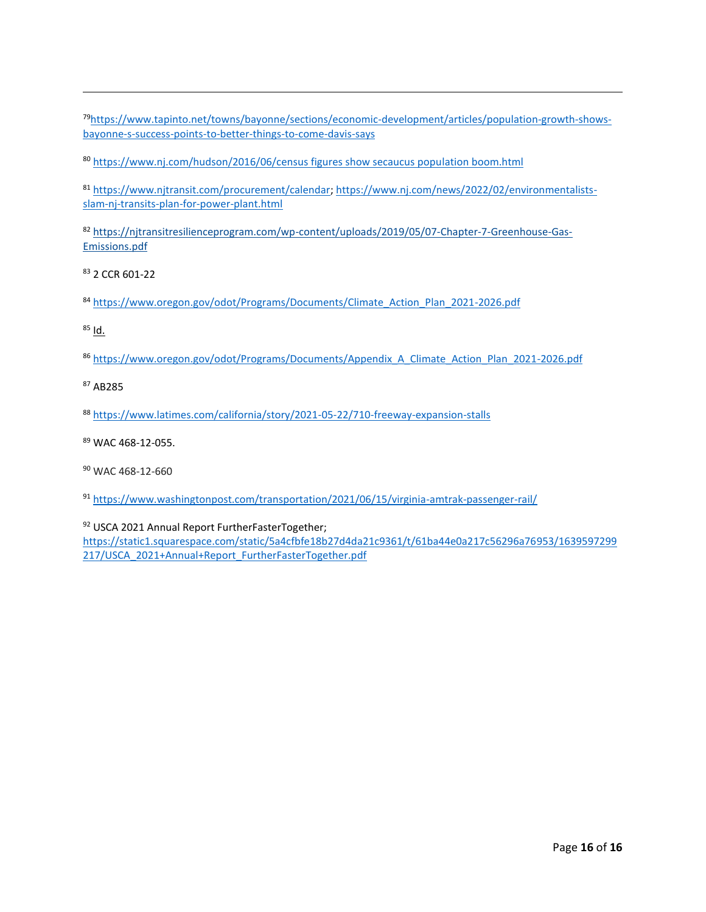[79] https://www.tapinto.net/towns/bayonne/sections/economic-development/articles/population-growth-shows-bayonne-s-success-points-to-better-things-to-come-davis-says

[80] https://www.nj.com/hudson/2016/06/census figures show secaucus population boom.html

[81] https://www.njtransit.com/procurement/calendar; https://www.nj.com/news/2022/02/environmentalists-slam-nj-transits-plan-for-power-plant.html

[82] https://njtransitresilienceprogram.com/wp-content/uploads/2019/05/07-Chapter-7-Greenhouse-Gas-Emissions.pdf

[83] 2 CCR 601-22

[84] https://www.oregon.gov/odot/Programs/Documents/Climate_Action_Plan_2021-2026.pdf

[85] Id.

[86] https://www.oregon.gov/odot/Programs/Documents/Appendix_A_Climate_Action_Plan_2021-2026.pdf

[87] AB285

[88] https://www.latimes.com/california/story/2021-05-22/710-freeway-expansion-stalls

[89] WAC 468-12-055.

[90] WAC 468-12-660

[91] https://www.washingtonpost.com/transportation/2021/06/15/virginia-amtrak-passenger-rail/

[92] USCA 2021 Annual Report FurtherFasterTogether; https://static1.squarespace.com/static/5a4cfbfe18b27d4da21c9361/t/61ba44e0a217c56296a76953/1639597299217/USCA_2021+Annual+Report_FurtherFasterTogether.pdf